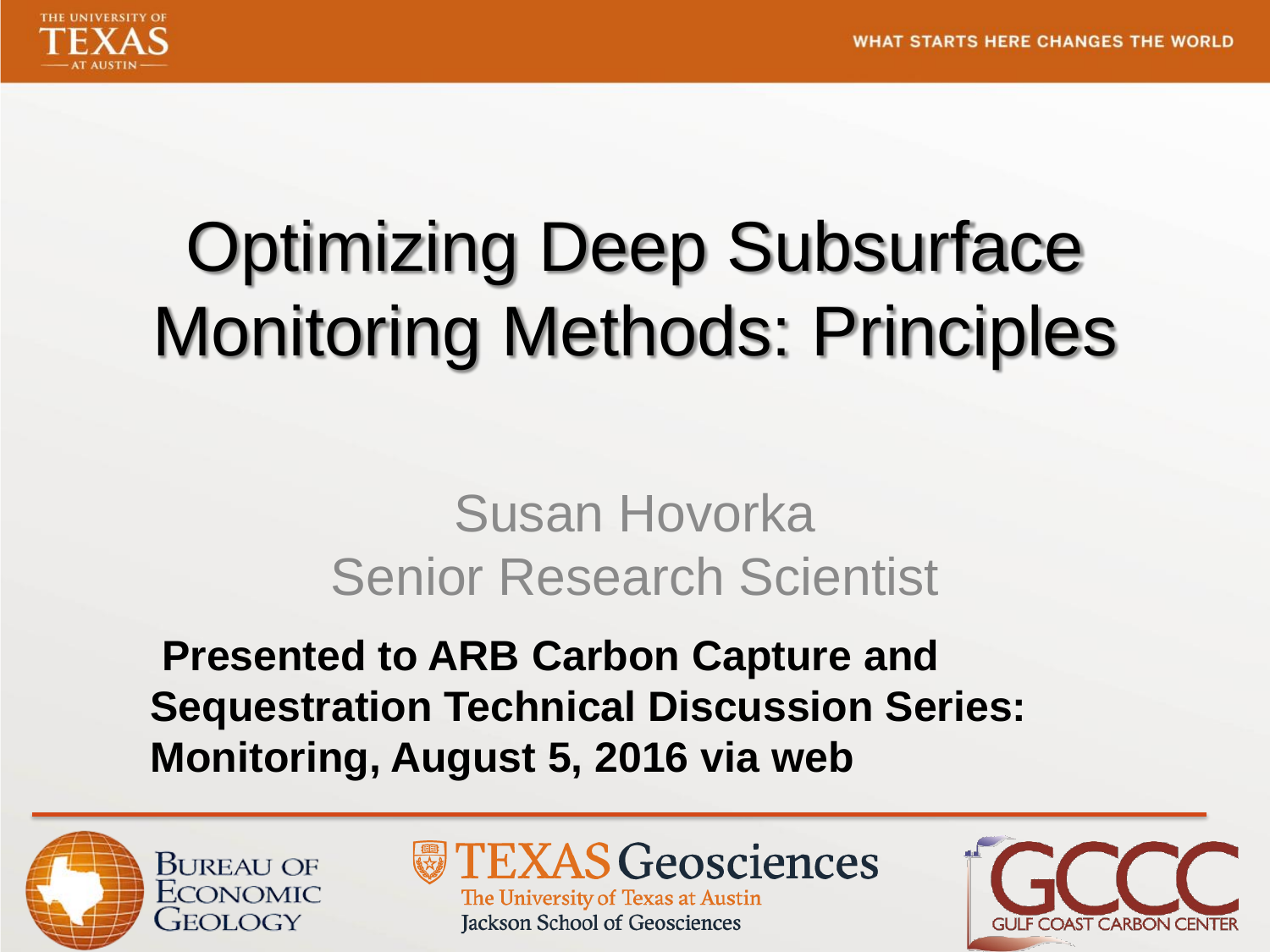# Optimizing Deep Subsurface Monitoring Methods: Principles

Susan Hovorka
Senior Research Scientist

**Presented to ARB Carbon Capture and Sequestration Technical Discussion Series: Monitoring, August 5, 2016 via web**

Bureau of Economic Geology

TEXAS Geosciences
The University of Texas at Austin
Jackson School of Geosciences

GCCC
Gulf Coast Carbon Center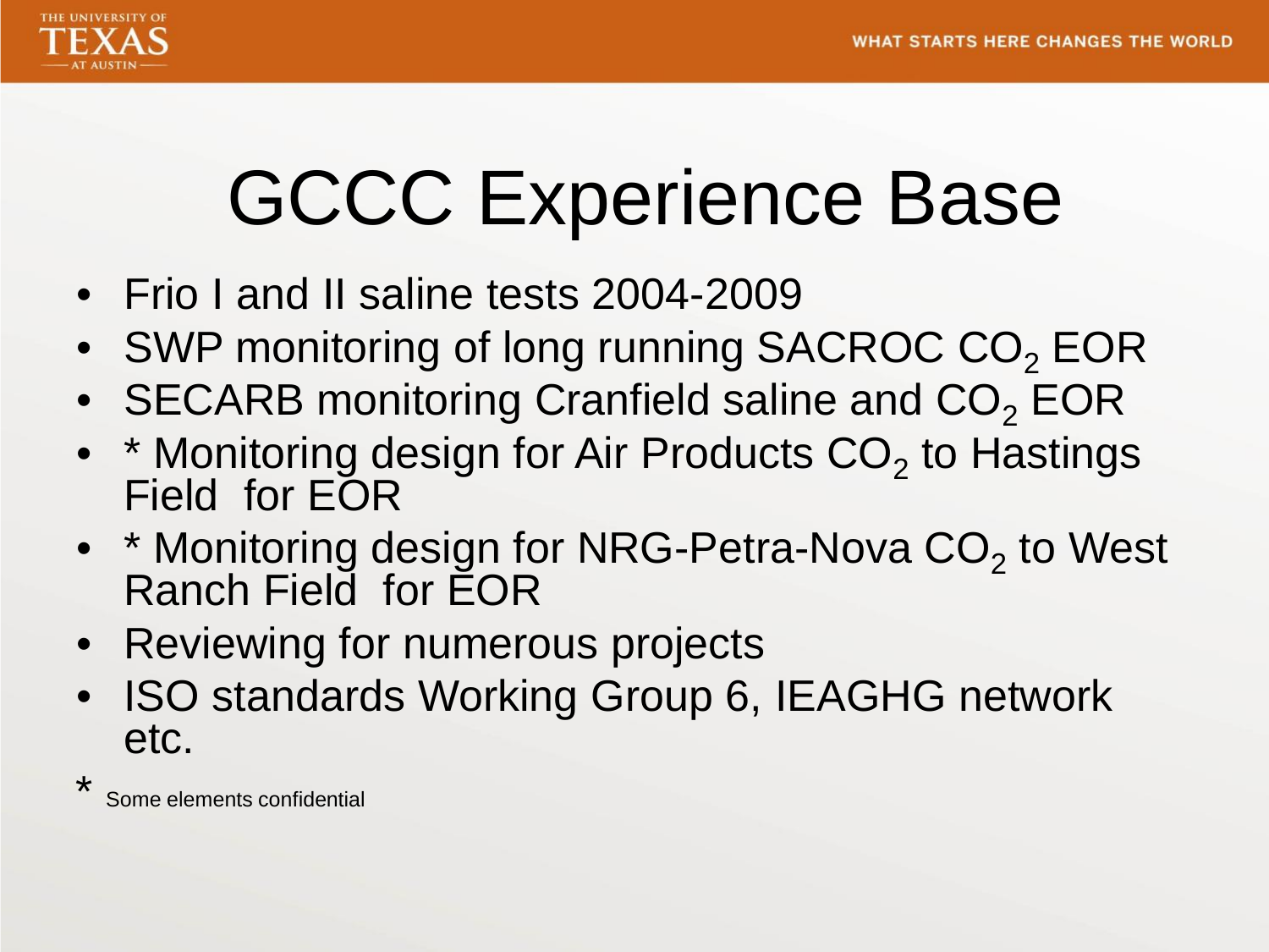# GCCC Experience Base

- Frio I and II saline tests 2004-2009
- SWP monitoring of long running SACROC $CO_2$ EOR
- SECARB monitoring Cranfield saline and $CO_2$ EOR
- * Monitoring design for Air Products $CO_2$ to Hastings Field for EOR
- * Monitoring design for NRG-Petra-Nova $CO_2$ to West Ranch Field for EOR
- Reviewing for numerous projects
- ISO standards Working Group 6, IEAGHG network etc.

* Some elements confidential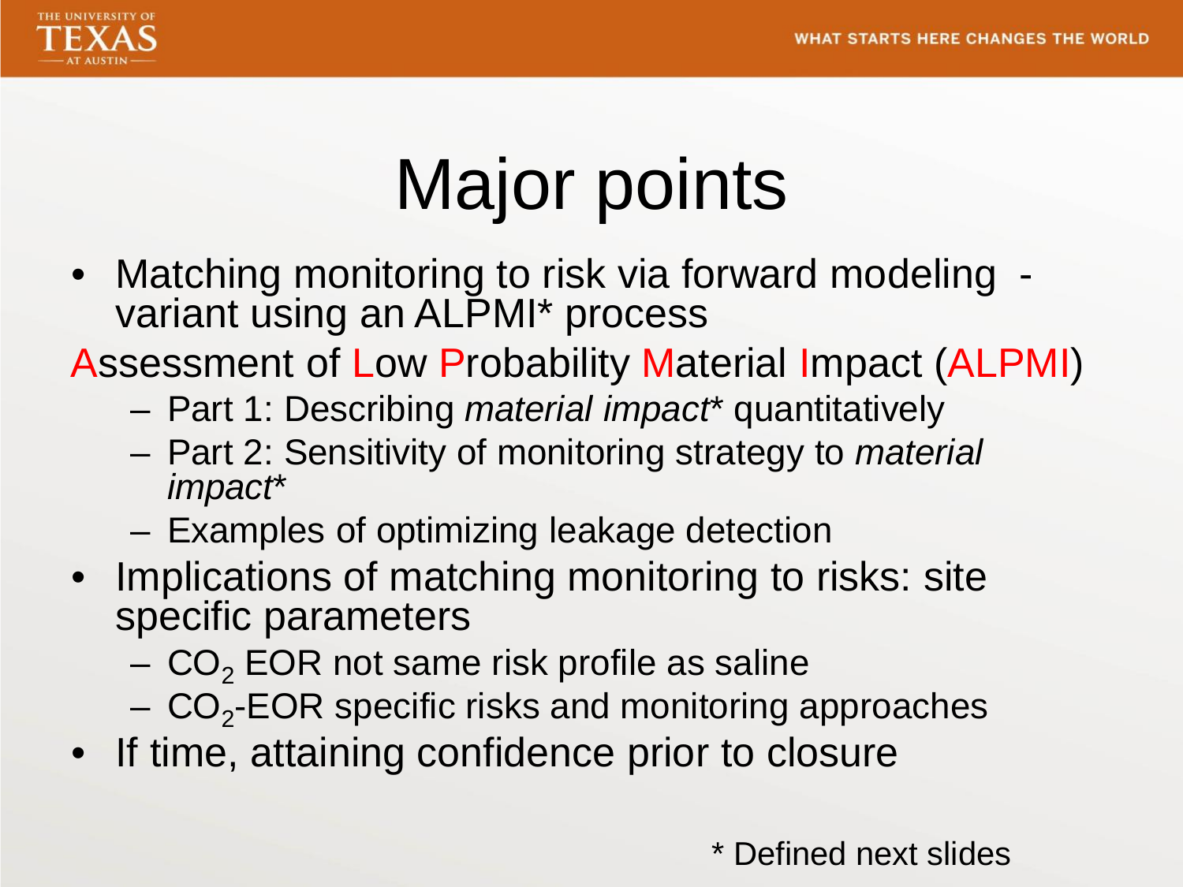# Major points

- Matching monitoring to risk via forward modeling - variant using an ALPMI* process

Assessment of Low Probability Material Impact (ALPMI)

  - Part 1: Describing *material impact** quantitatively
  - Part 2: Sensitivity of monitoring strategy to *material impact**
  - Examples of optimizing leakage detection
- Implications of matching monitoring to risks: site specific parameters
  - $CO_2$ EOR not same risk profile as saline
  - $CO_2$-EOR specific risks and monitoring approaches
- If time, attaining confidence prior to closure

\* Defined next slides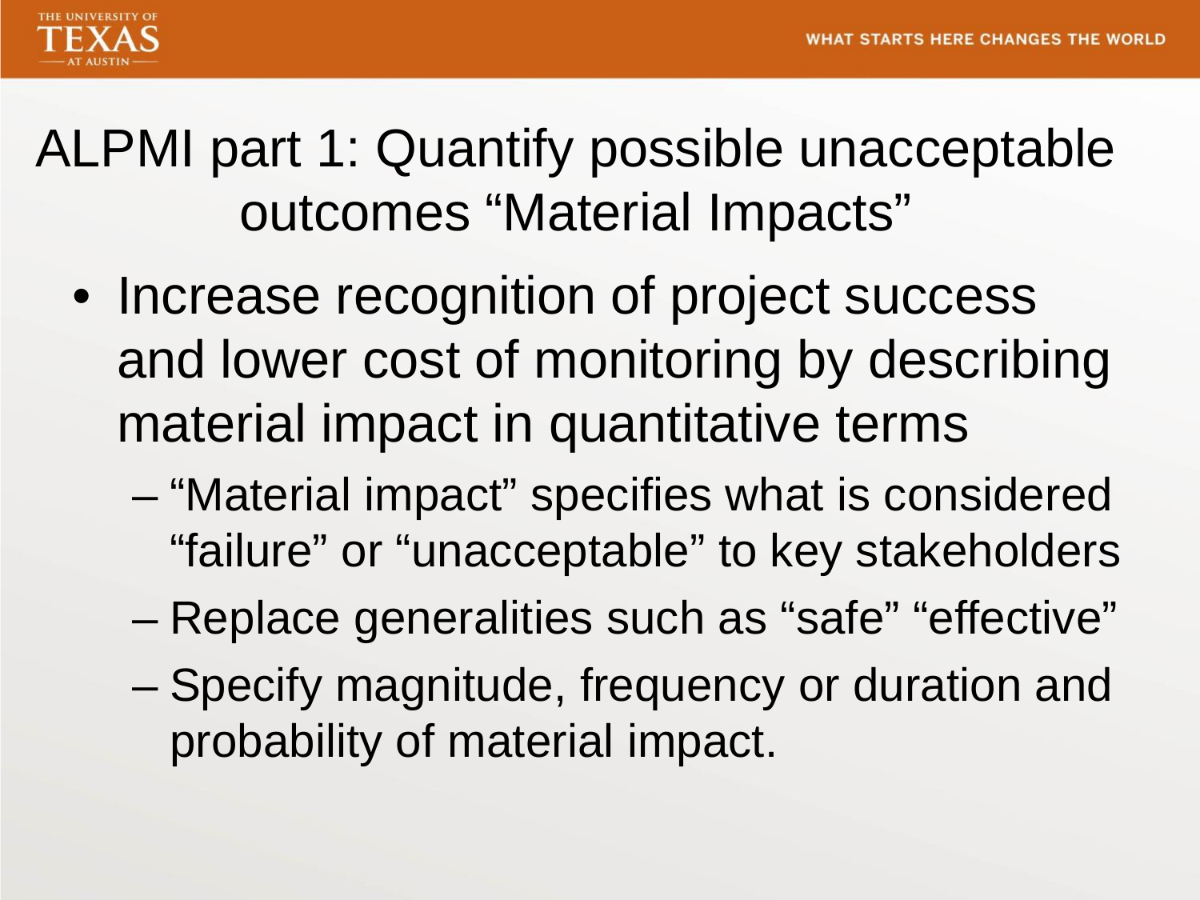# ALPMI part 1: Quantify possible unacceptable outcomes "Material Impacts"

- Increase recognition of project success and lower cost of monitoring by describing material impact in quantitative terms
  - "Material impact" specifies what is considered "failure" or "unacceptable" to key stakeholders
  - Replace generalities such as "safe" "effective"
  - Specify magnitude, frequency or duration and probability of material impact.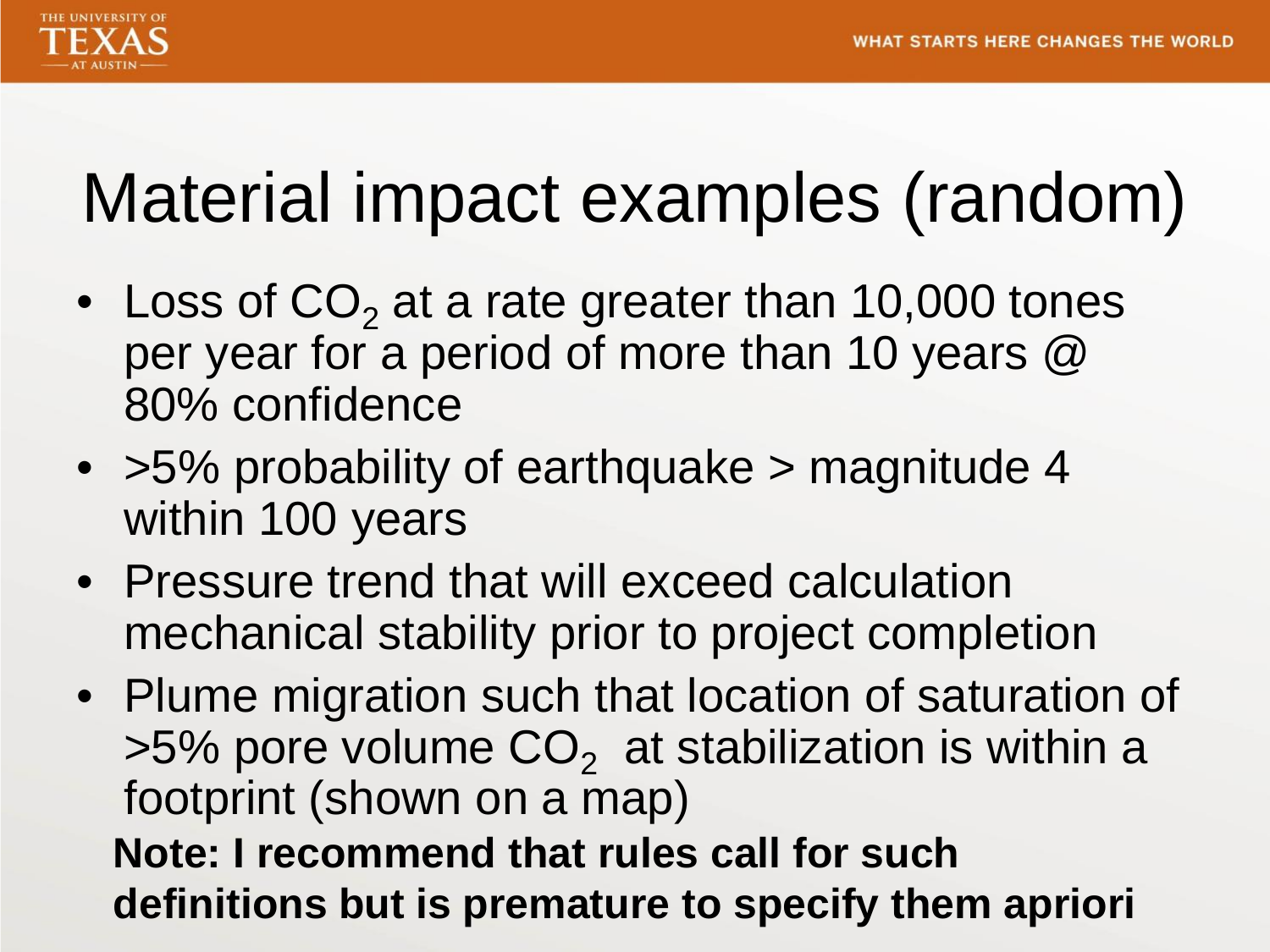# Material impact examples (random)

- Loss of $CO_2$ at a rate greater than 10,000 tones per year for a period of more than 10 years @ 80% confidence
- >5% probability of earthquake > magnitude 4 within 100 years
- Pressure trend that will exceed calculation mechanical stability prior to project completion
- Plume migration such that location of saturation of >5% pore volume $CO_2$ at stabilization is within a footprint (shown on a map)

**Note: I recommend that rules call for such definitions but is premature to specify them apriori**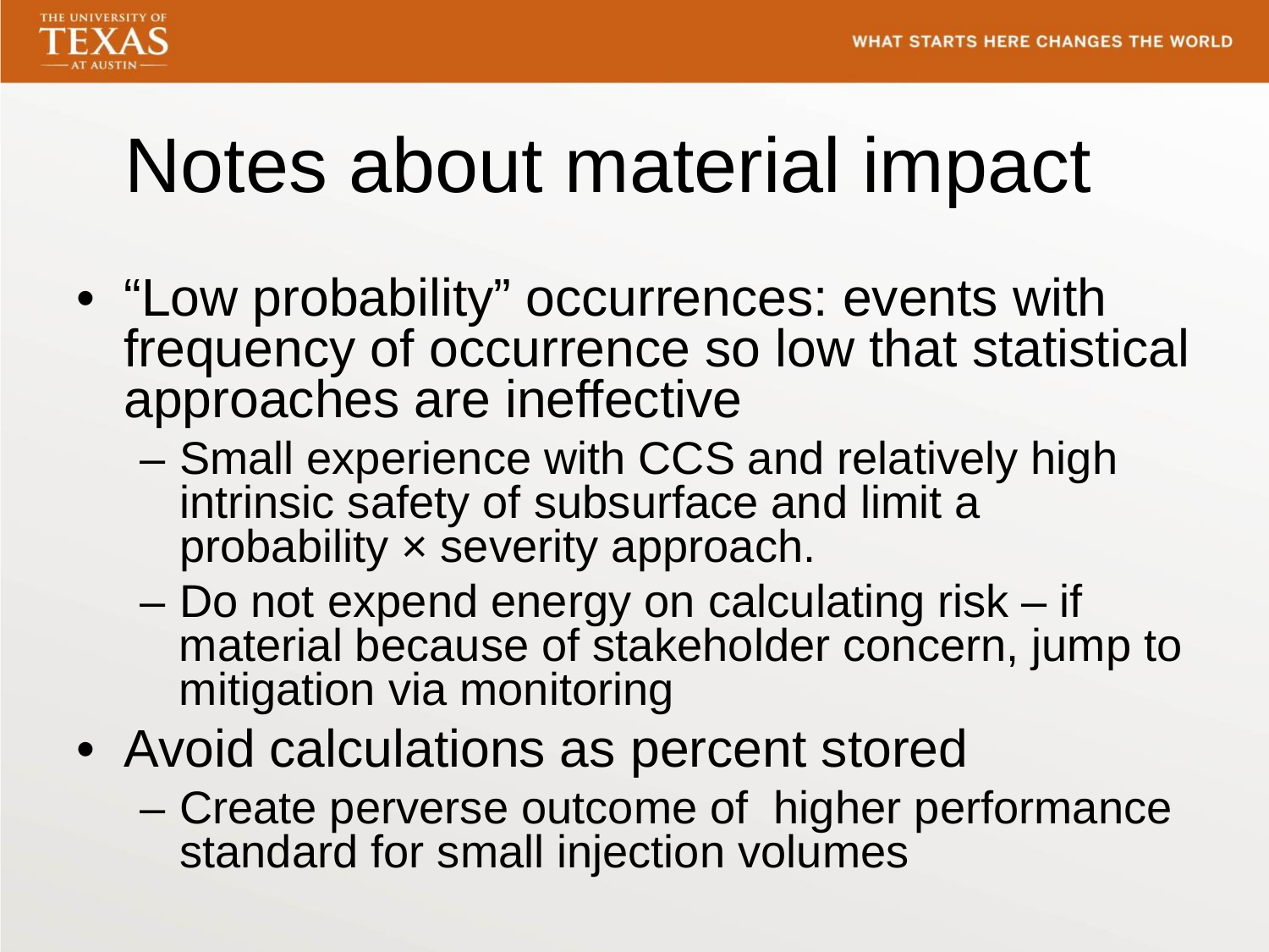# Notes about material impact

- "Low probability" occurrences: events with frequency of occurrence so low that statistical approaches are ineffective
  - Small experience with CCS and relatively high intrinsic safety of subsurface and limit a probability × severity approach.
  - Do not expend energy on calculating risk – if material because of stakeholder concern, jump to mitigation via monitoring
- Avoid calculations as percent stored
  - Create perverse outcome of higher performance standard for small injection volumes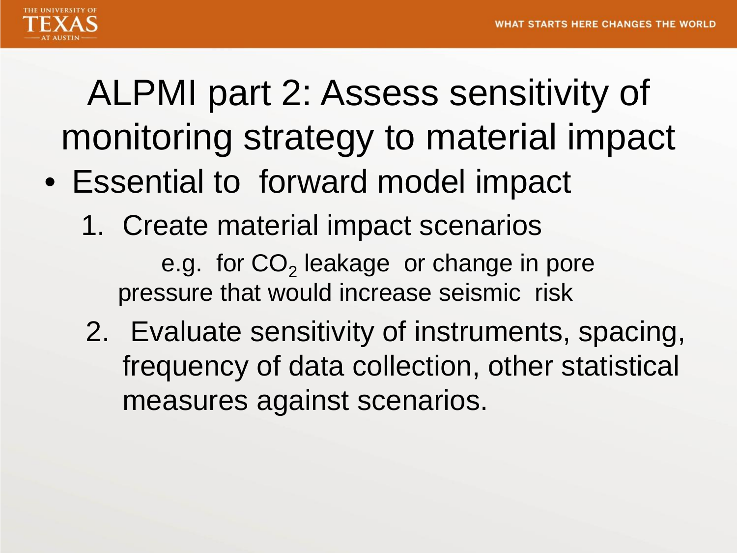# ALPMI part 2: Assess sensitivity of monitoring strategy to material impact

- Essential to forward model impact
  1. Create material impact scenarios

     e.g. for $CO_2$ leakage or change in pore pressure that would increase seismic risk
  2. Evaluate sensitivity of instruments, spacing, frequency of data collection, other statistical measures against scenarios.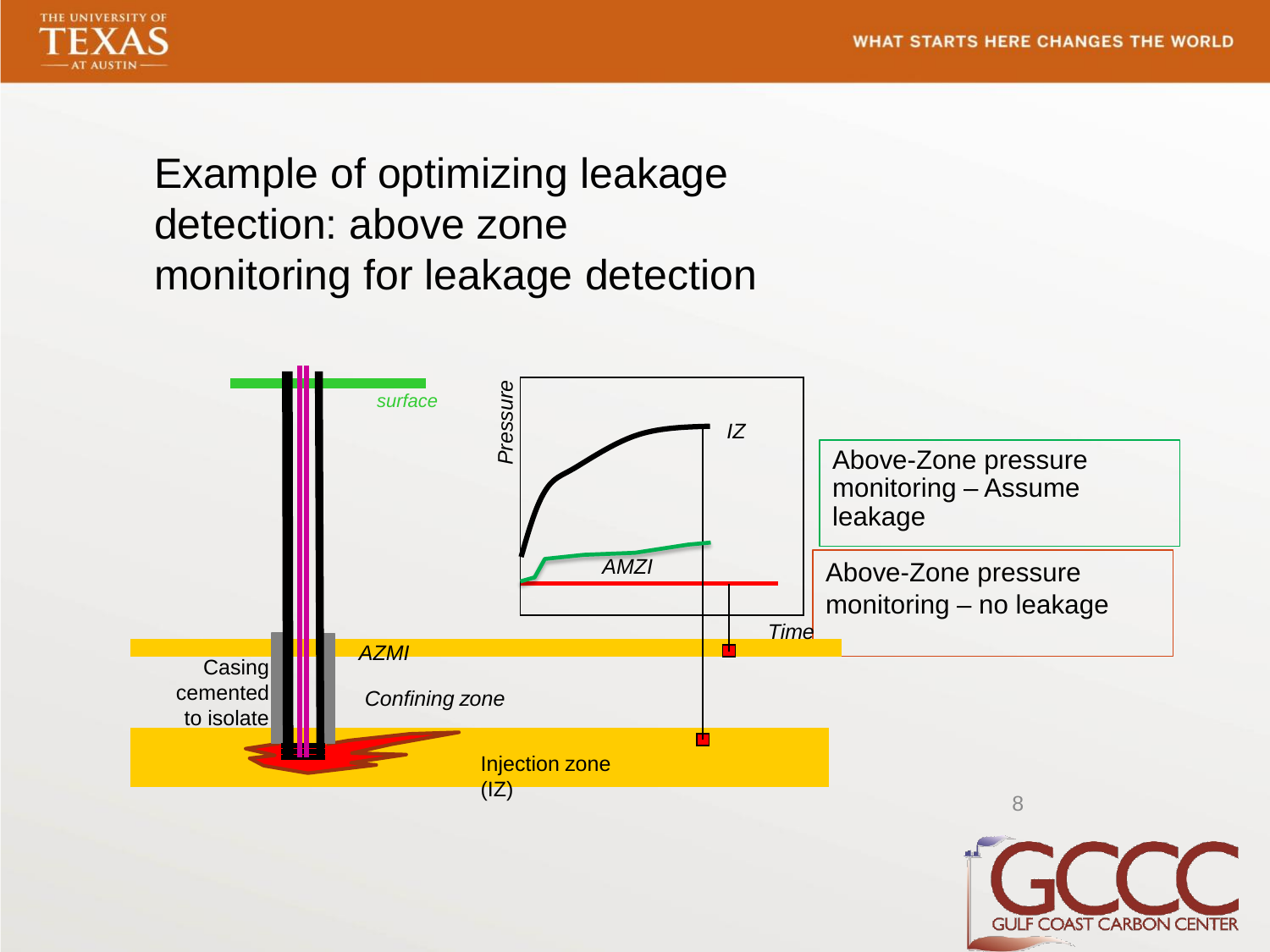# Example of optimizing leakage detection: above zone monitoring for leakage detection

*surface*

*Pressure*

*IZ*

*AMZI*

*Time*

*AZMI*

Casing cemented to isolate

*Confining zone*

Injection zone (IZ)

Above-Zone pressure monitoring – Assume leakage

Above-Zone pressure monitoring – no leakage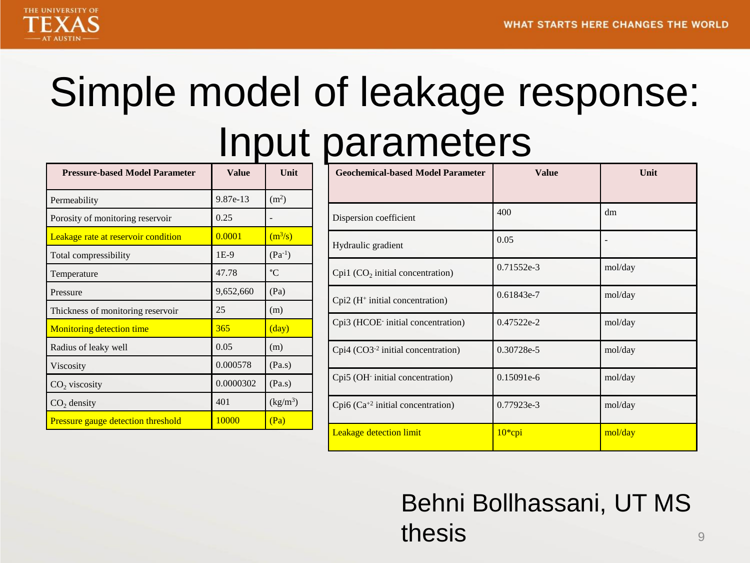# Simple model of leakage response: Input parameters

| Pressure-based Model Parameter | Value | Unit |
| --- | --- | --- |
| Permeability | 9.87e-13 | ($m^2$) |
| Porosity of monitoring reservoir | 0.25 | - |
| Leakage rate at reservoir condition | 0.0001 | ($m^3/s$) |
| Total compressibility | 1E-9 | ($Pa^{-1}$) |
| Temperature | 47.78 | ℃ |
| Pressure | 9,652,660 | (Pa) |
| Thickness of monitoring reservoir | 25 | (m) |
| Monitoring detection time | 365 | (day) |
| Radius of leaky well | 0.05 | (m) |
| Viscosity | 0.000578 | (Pa.s) |
| $CO_2$ viscosity | 0.0000302 | (Pa.s) |
| $CO_2$ density | 401 | ($kg/m^3$) |
| Pressure gauge detection threshold | 10000 | (Pa) |

| Geochemical-based Model Parameter | Value | Unit |
| --- | --- | --- |
| Dispersion coefficient | 400 | dm |
| Hydraulic gradient | 0.05 | - |
| Cpi1 ($CO_2$ initial concentration) | 0.71552e-3 | mol/day |
| Cpi2 ($H^+$ initial concentration) | 0.61843e-7 | mol/day |
| Cpi3 ($HCOE^-$ initial concentration) | 0.47522e-2 | mol/day |
| Cpi4 ($CO3^{-2}$ initial concentration) | 0.30728e-5 | mol/day |
| Cpi5 ($OH^-$ initial concentration) | 0.15091e-6 | mol/day |
| Cpi6 ($Ca^{+2}$ initial concentration) | 0.77923e-3 | mol/day |
| Leakage detection limit | 10*cpi | mol/day |

Behni Bollhassani, UT MS thesis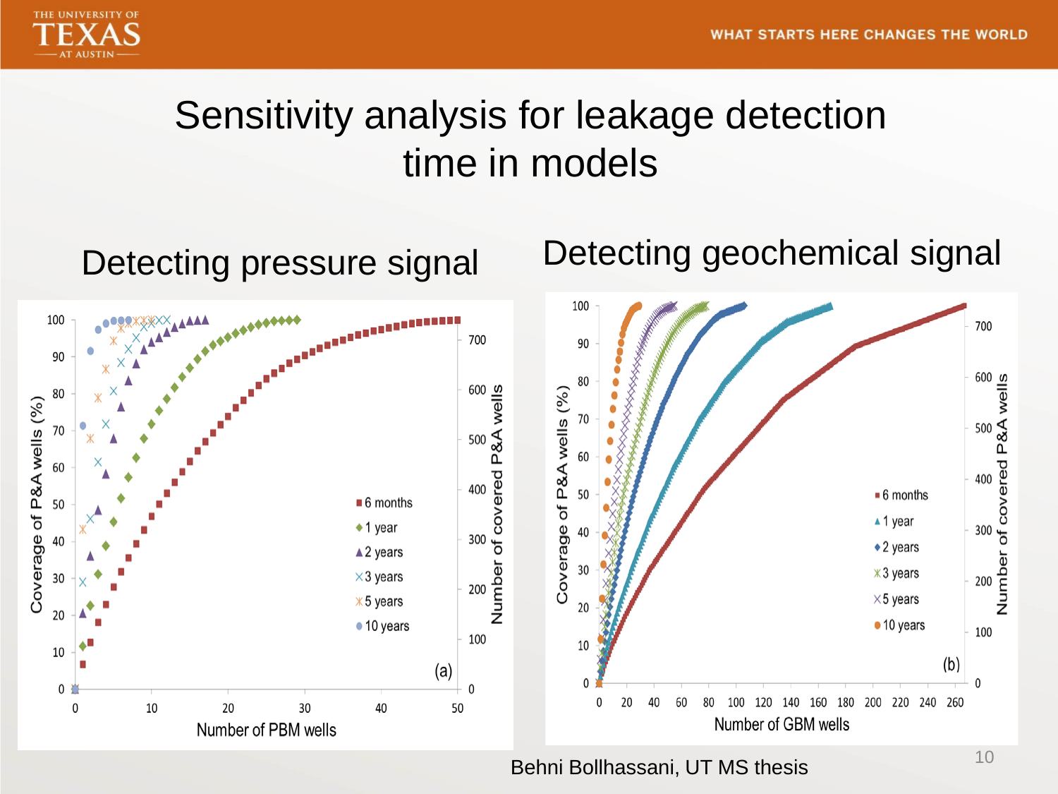# Sensitivity analysis for leakage detection time in models

## Detecting pressure signal

## Detecting geochemical signal

Behni Bollhassani, UT MS thesis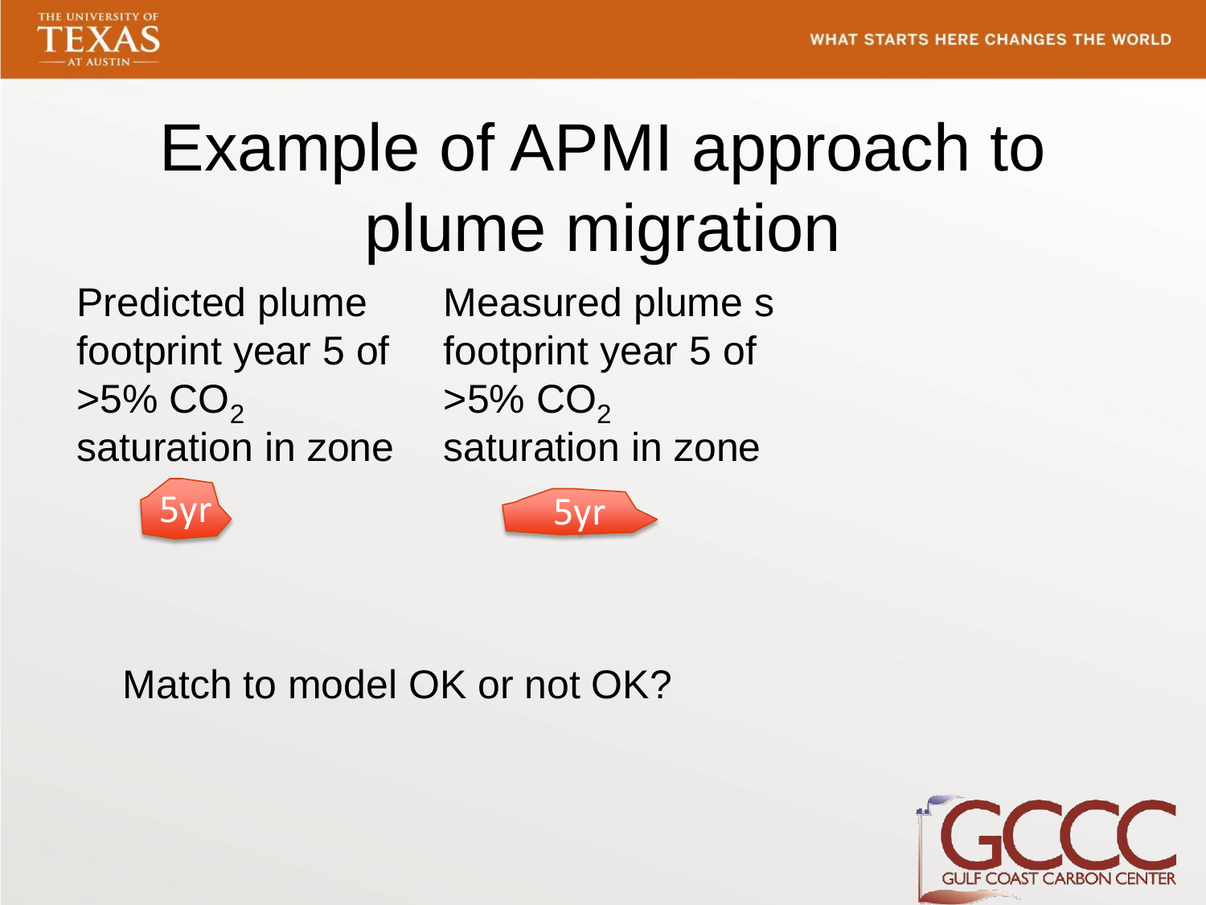# Example of APMI approach to plume migration

Predicted plume footprint year 5 of >5% $CO_2$ saturation in zone

5yr

Measured plume s footprint year 5 of >5% $CO_2$ saturation in zone

5yr

Match to model OK or not OK?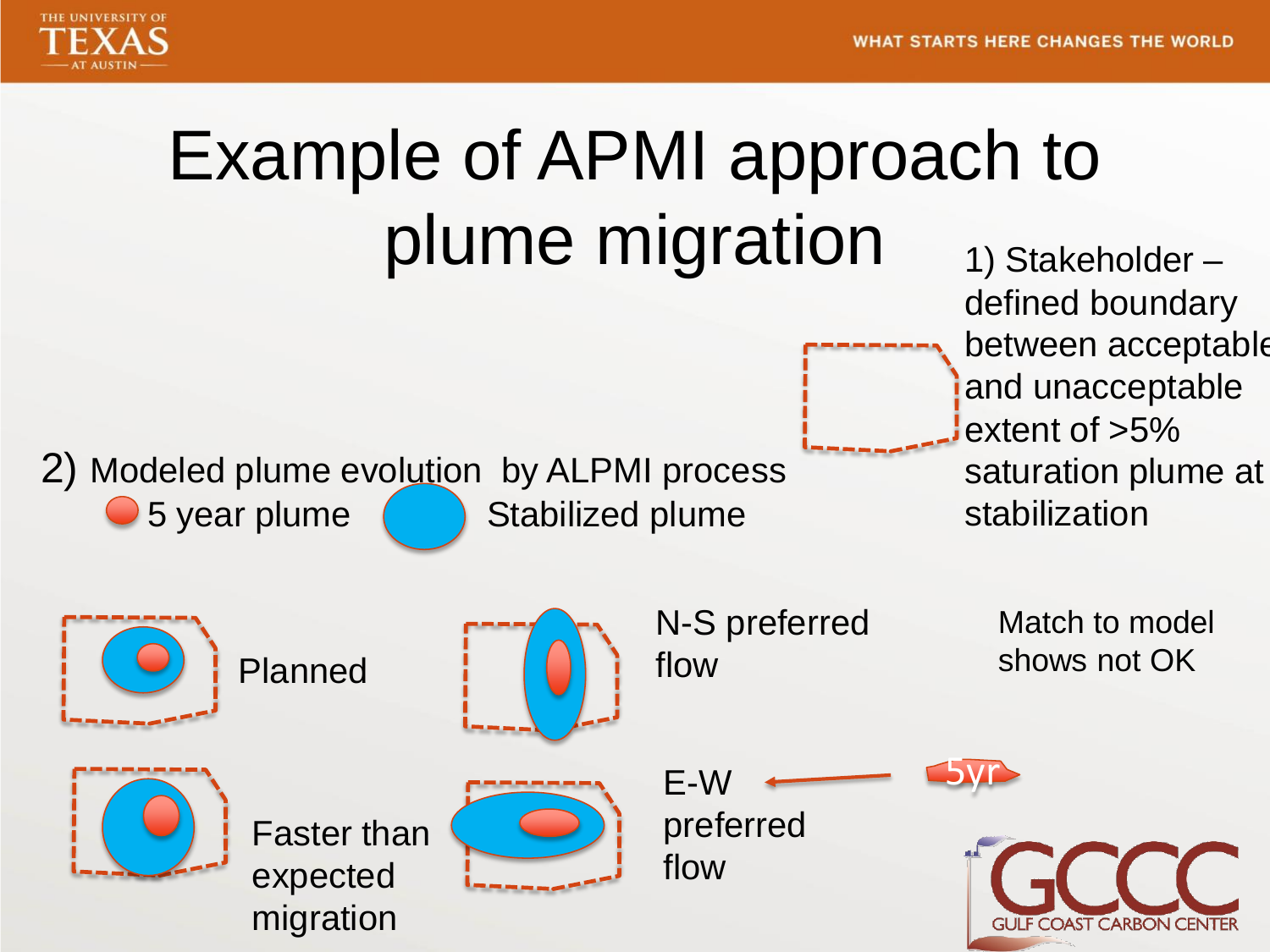# Example of APMI approach to plume migration

1) Stakeholder – defined boundary between acceptable and unacceptable extent of >5% saturation plume at stabilization

2) Modeled plume evolution by ALPMI process

5 year plume

Stabilized plume

Planned

N-S preferred flow

Match to model shows not OK

Faster than expected migration

E-W preferred flow

5yr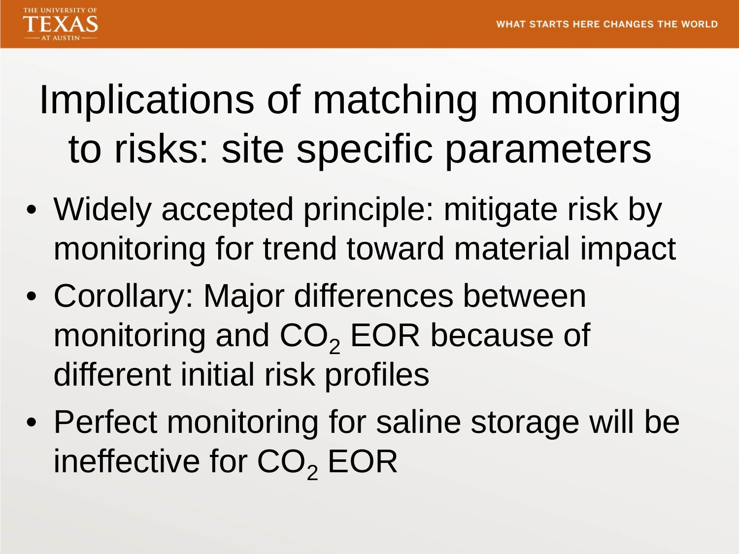# Implications of matching monitoring to risks: site specific parameters

- Widely accepted principle: mitigate risk by monitoring for trend toward material impact
- Corollary: Major differences between monitoring and $CO_2$ EOR because of different initial risk profiles
- Perfect monitoring for saline storage will be ineffective for $CO_2$ EOR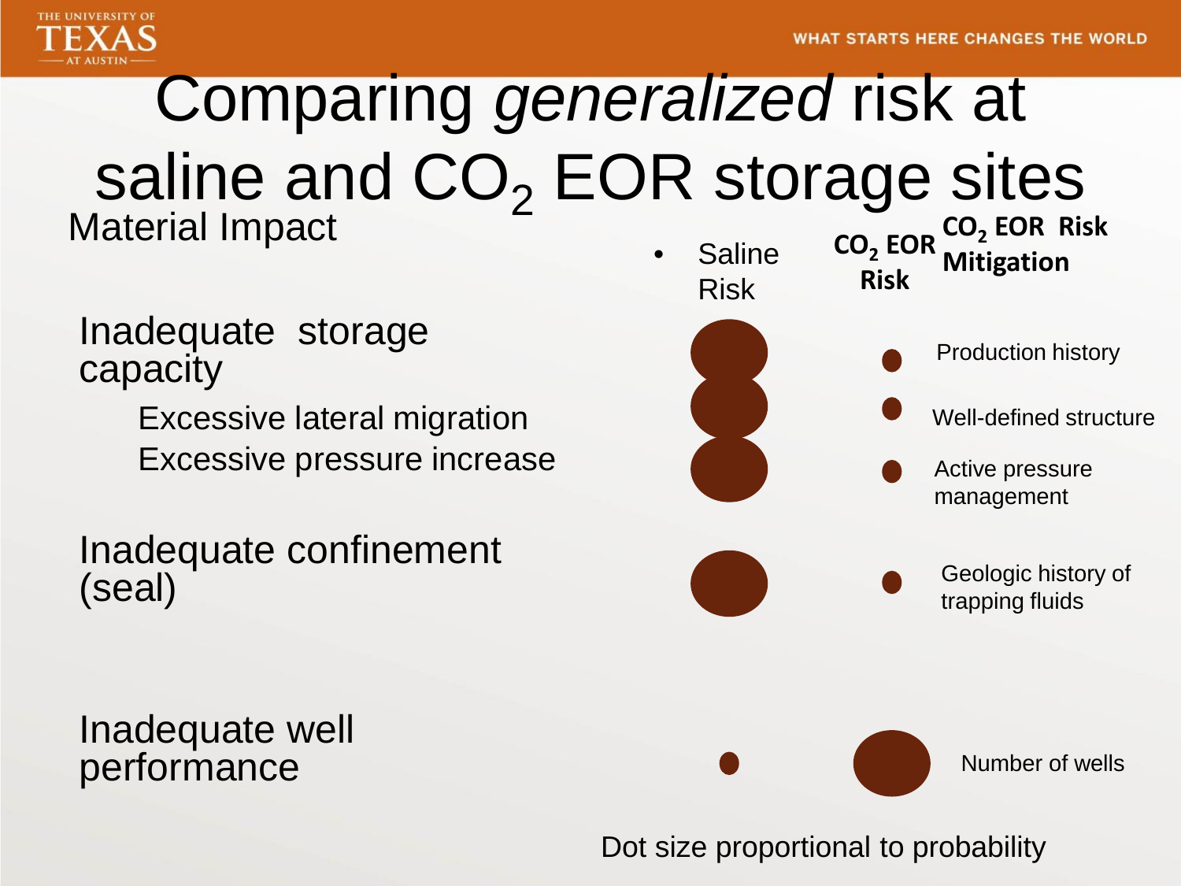# Comparing *generalized* risk at saline and $CO_2$ EOR storage sites

| Material Impact | Saline Risk | $CO_2$ EOR Risk | $CO_2$ EOR Risk Mitigation |
|---|---|---|---|
| Inadequate storage capacity | ● (large) | ● (small) | Production history |
| Excessive lateral migration | ● (large) | ● (small) | Well-defined structure |
| Excessive pressure increase | ● (large) | ● (small) | Active pressure management |
| Inadequate confinement (seal) | ● (large) | ● (small) | Geologic history of trapping fluids |
| Inadequate well performance | ● (small) | ● (large) | Number of wells |

Dot size proportional to probability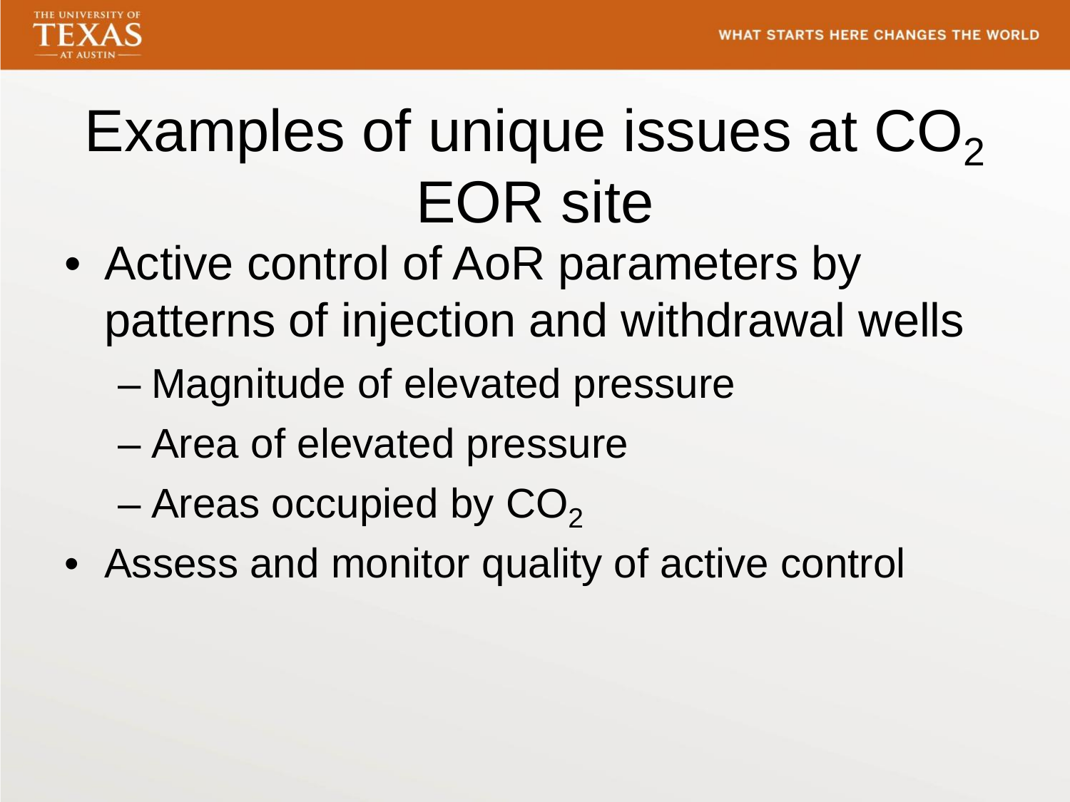# Examples of unique issues at $CO_2$ EOR site

- Active control of AoR parameters by patterns of injection and withdrawal wells
  - Magnitude of elevated pressure
  - Area of elevated pressure
  - Areas occupied by $CO_2$
- Assess and monitor quality of active control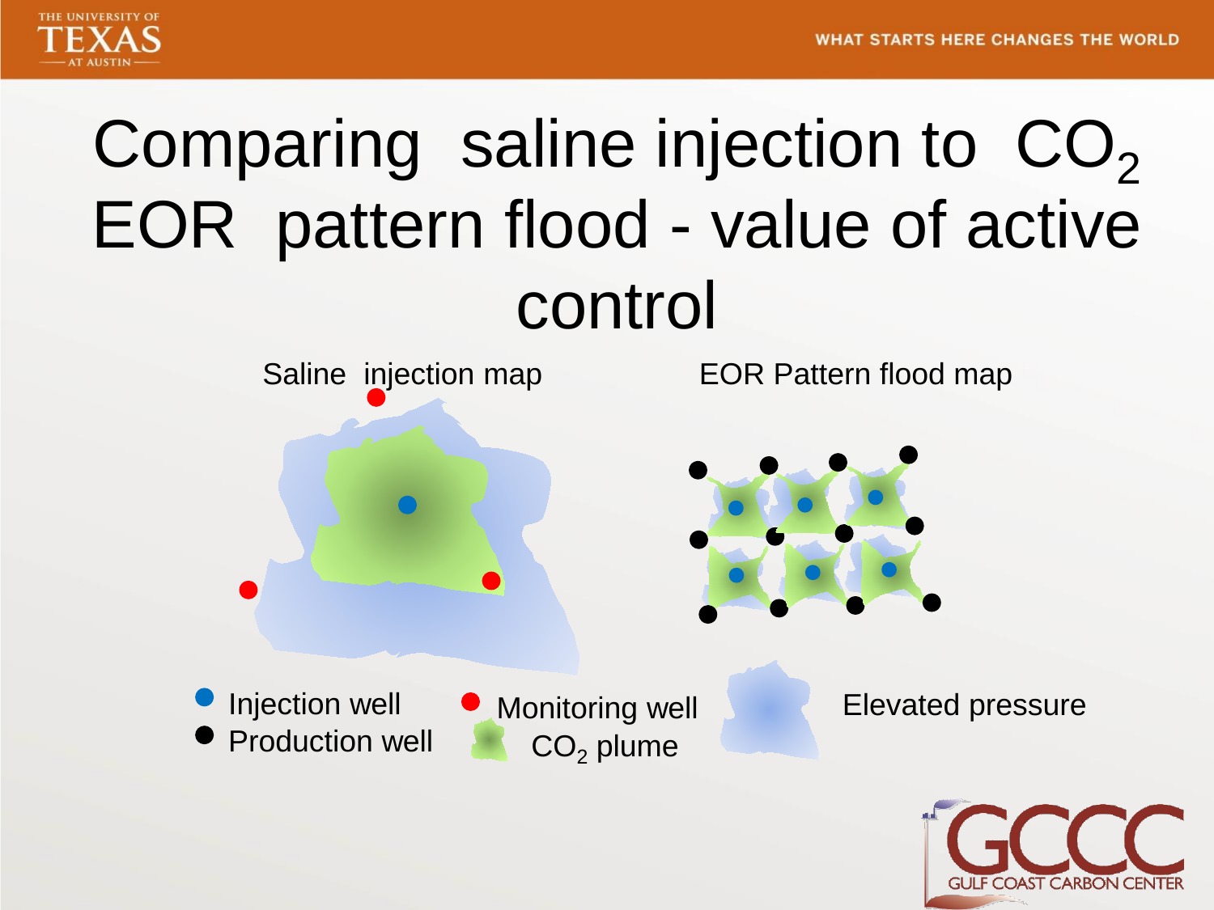# Comparing saline injection to $CO_2$ EOR pattern flood - value of active control

Saline injection map

EOR Pattern flood map

- Injection well
- Production well
- Monitoring well
- $CO_2$ plume
- Elevated pressure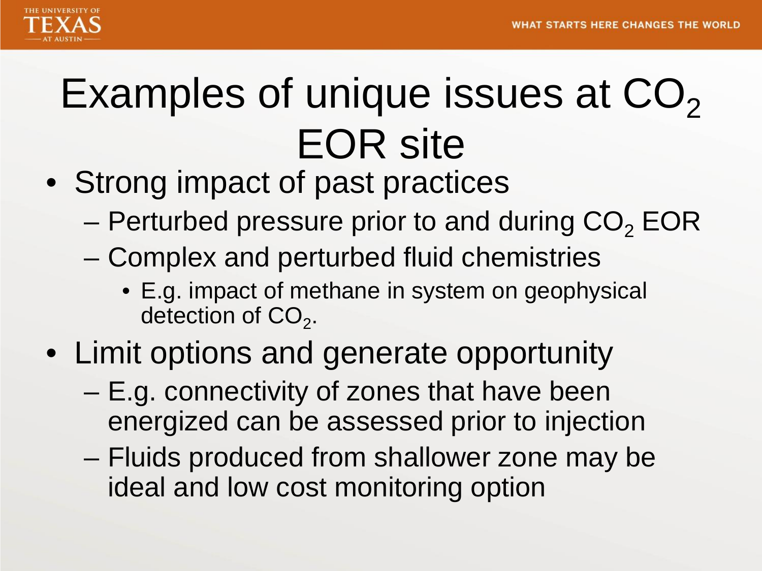# Examples of unique issues at $CO_2$ EOR site

- Strong impact of past practices
  - Perturbed pressure prior to and during $CO_2$ EOR
  - Complex and perturbed fluid chemistries
    - E.g. impact of methane in system on geophysical detection of $CO_2$.
- Limit options and generate opportunity
  - E.g. connectivity of zones that have been energized can be assessed prior to injection
  - Fluids produced from shallower zone may be ideal and low cost monitoring option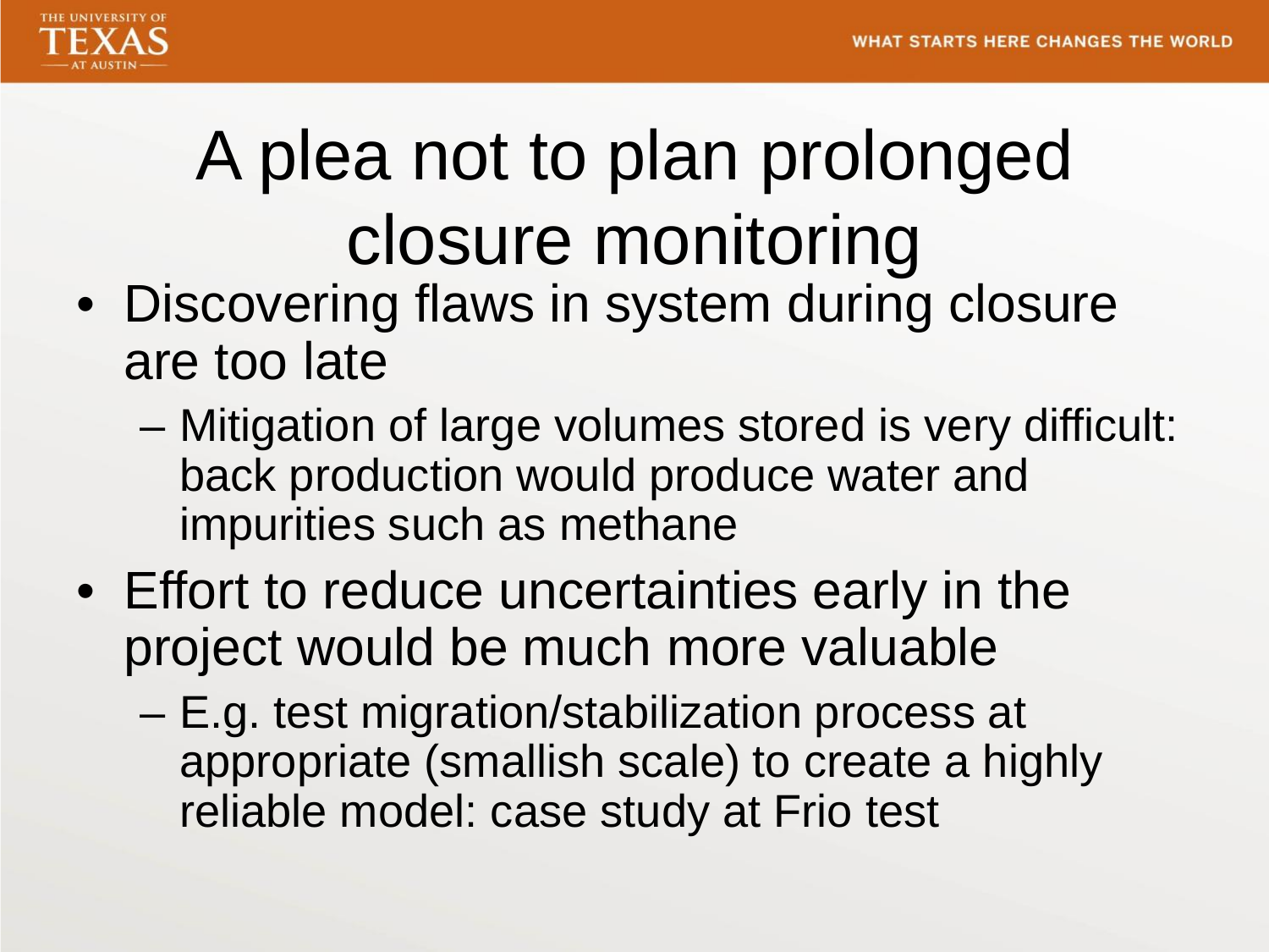# A plea not to plan prolonged closure monitoring

- Discovering flaws in system during closure are too late
  - Mitigation of large volumes stored is very difficult: back production would produce water and impurities such as methane
- Effort to reduce uncertainties early in the project would be much more valuable
  - E.g. test migration/stabilization process at appropriate (smallish scale) to create a highly reliable model: case study at Frio test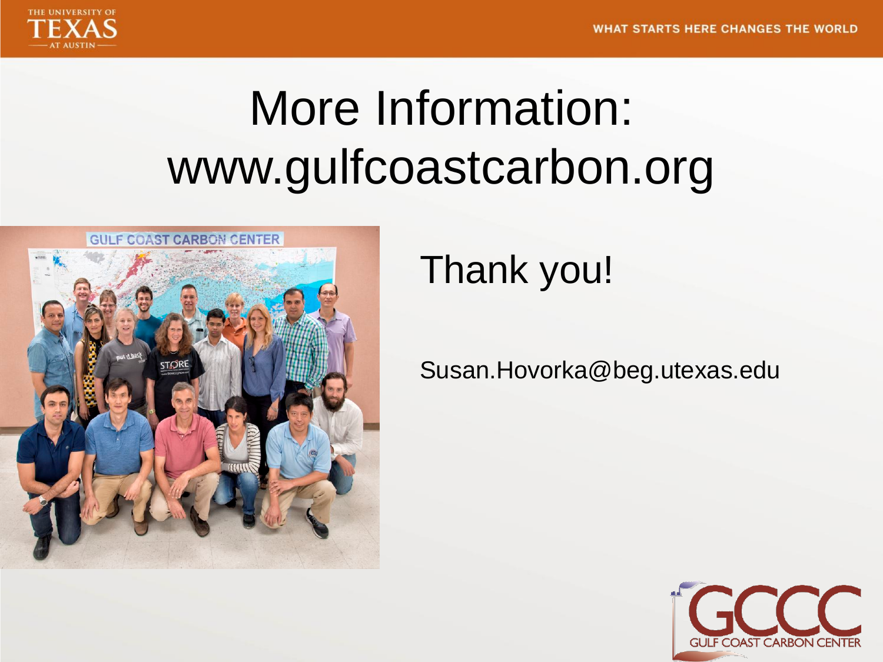# More Information: www.gulfcoastcarbon.org

Thank you!

Susan.Hovorka@beg.utexas.edu